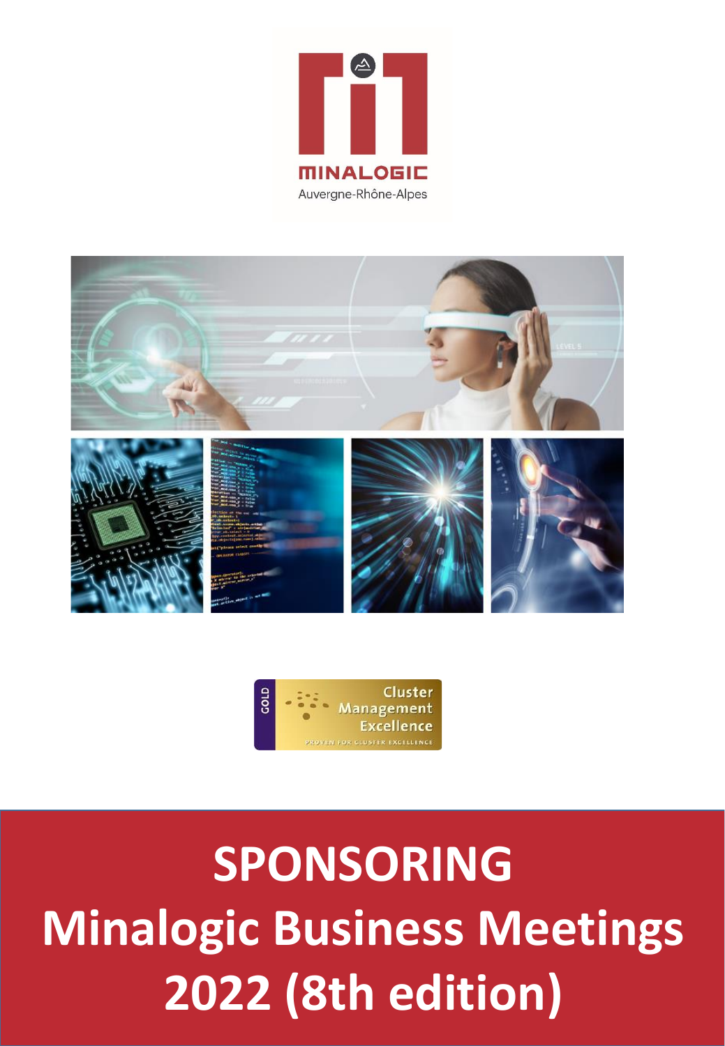MINALOGIC
Auvergne-Rhône-Alpes

GOLD Cluster Management Excellence
PROVEN FOR CLUSTER EXCELLENCE

# SPONSORING
# Minalogic Business Meetings 2022 (8th edition)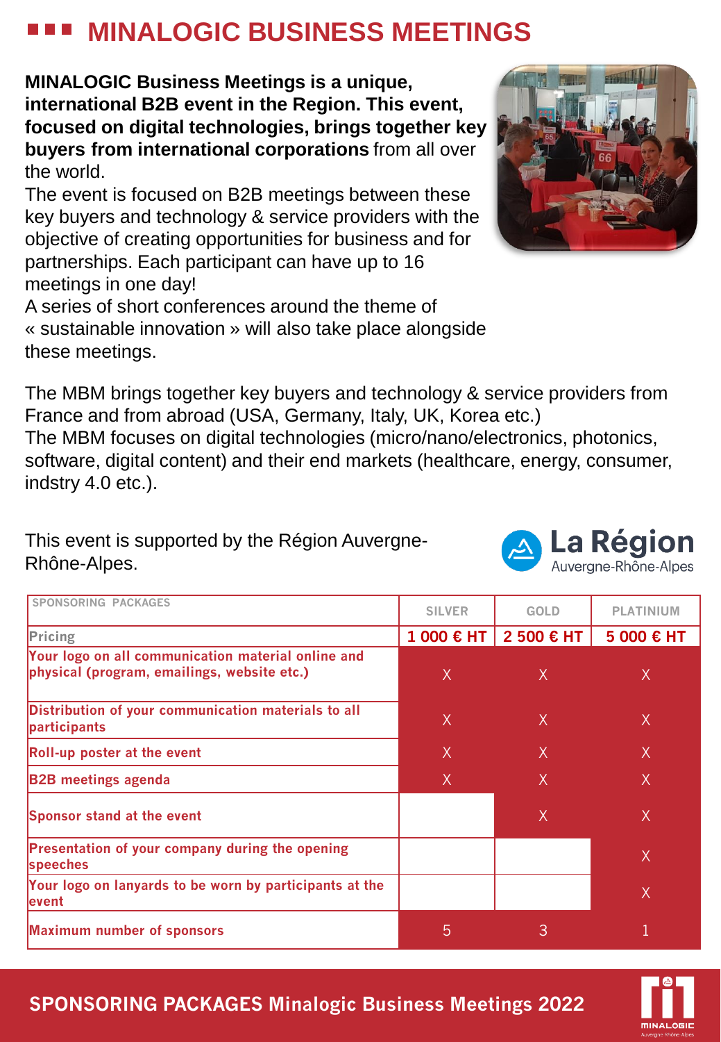# MINALOGIC BUSINESS MEETINGS

**MINALOGIC Business Meetings is a unique, international B2B event in the Region. This event, focused on digital technologies, brings together key buyers from international corporations** from all over the world.
The event is focused on B2B meetings between these key buyers and technology & service providers with the objective of creating opportunities for business and for partnerships. Each participant can have up to 16 meetings in one day!
A series of short conferences around the theme of « sustainable innovation » will also take place alongside these meetings.

The MBM brings together key buyers and technology & service providers from France and from abroad (USA, Germany, Italy, UK, Korea etc.)
The MBM focuses on digital technologies (micro/nano/electronics, photonics, software, digital content) and their end markets (healthcare, energy, consumer, indstry 4.0 etc.).

This event is supported by the Région Auvergne-Rhône-Alpes.

La Région
Auvergne-Rhône-Alpes

| SPONSORING PACKAGES | SILVER | GOLD | PLATINIUM |
|---|---|---|---|
| Pricing | 1 000 € HT | 2 500 € HT | 5 000 € HT |
| Your logo on all communication material online and physical (program, emailings, website etc.) | X | X | X |
| Distribution of your communication materials to all participants | X | X | X |
| Roll-up poster at the event | X | X | X |
| B2B meetings agenda | X | X | X |
| Sponsor stand at the event | | X | X |
| Presentation of your company during the opening speeches | | | X |
| Your logo on lanyards to be worn by participants at the event | | | X |
| Maximum number of sponsors | 5 | 3 | 1 |

**SPONSORING PACKAGES Minalogic Business Meetings 2022**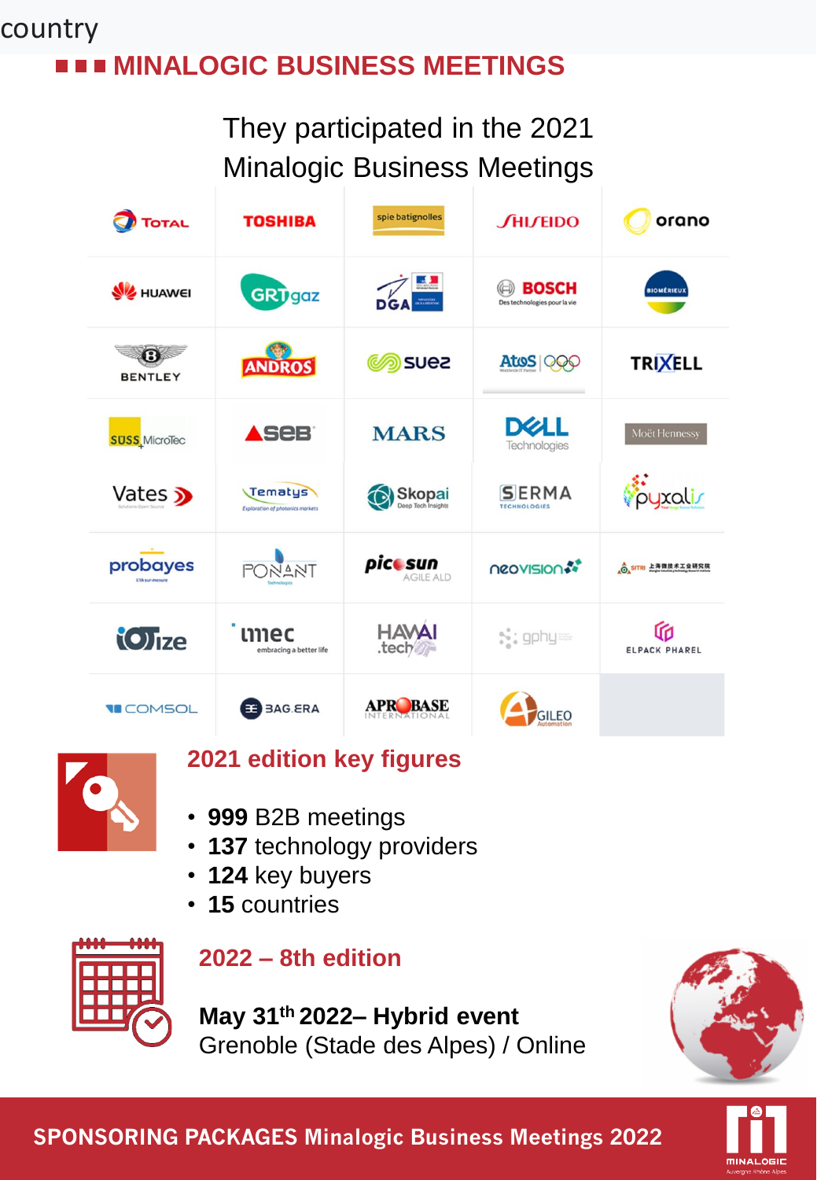country

## MINALOGIC BUSINESS MEETINGS

They participated in the 2021 Minalogic Business Meetings

| | | | | |
|---|---|---|---|---|
| Total | Toshiba | spie batignolles | Shiseido | orano |
| Huawei | GRTgaz | DGA | Bosch – Des technologies pour la vie | bioMérieux |
| Bentley | Andros | suez | Atos | Trixell |
| SUSS MicroTec | SEB | Mars | Dell Technologies | Moët Hennessy |
| Vates | Tematys – Exploration of photonics markets | Skopai – Deep Tech Insights | SERMA Technologies | pyxalis |
| probayes | Ponant Technologies | picosun AGILE ALD | neovision | SITRI 上海微技术工业研究院 |
| IOTize | imec – embracing a better life | HAWAI.tech | gphy | Elpack Pharel |
| COMSOL | 3AG.ERA | APROBASE INTERNATIONAL | GILEO Automation | |

### 2021 edition key figures

- **999** B2B meetings
- **137** technology providers
- **124** key buyers
- **15** countries

### 2022 – 8th edition

**May 31th 2022– Hybrid event**
Grenoble (Stade des Alpes) / Online

**SPONSORING PACKAGES Minalogic Business Meetings 2022**

MINALOGIC Auvergne Rhône Alpes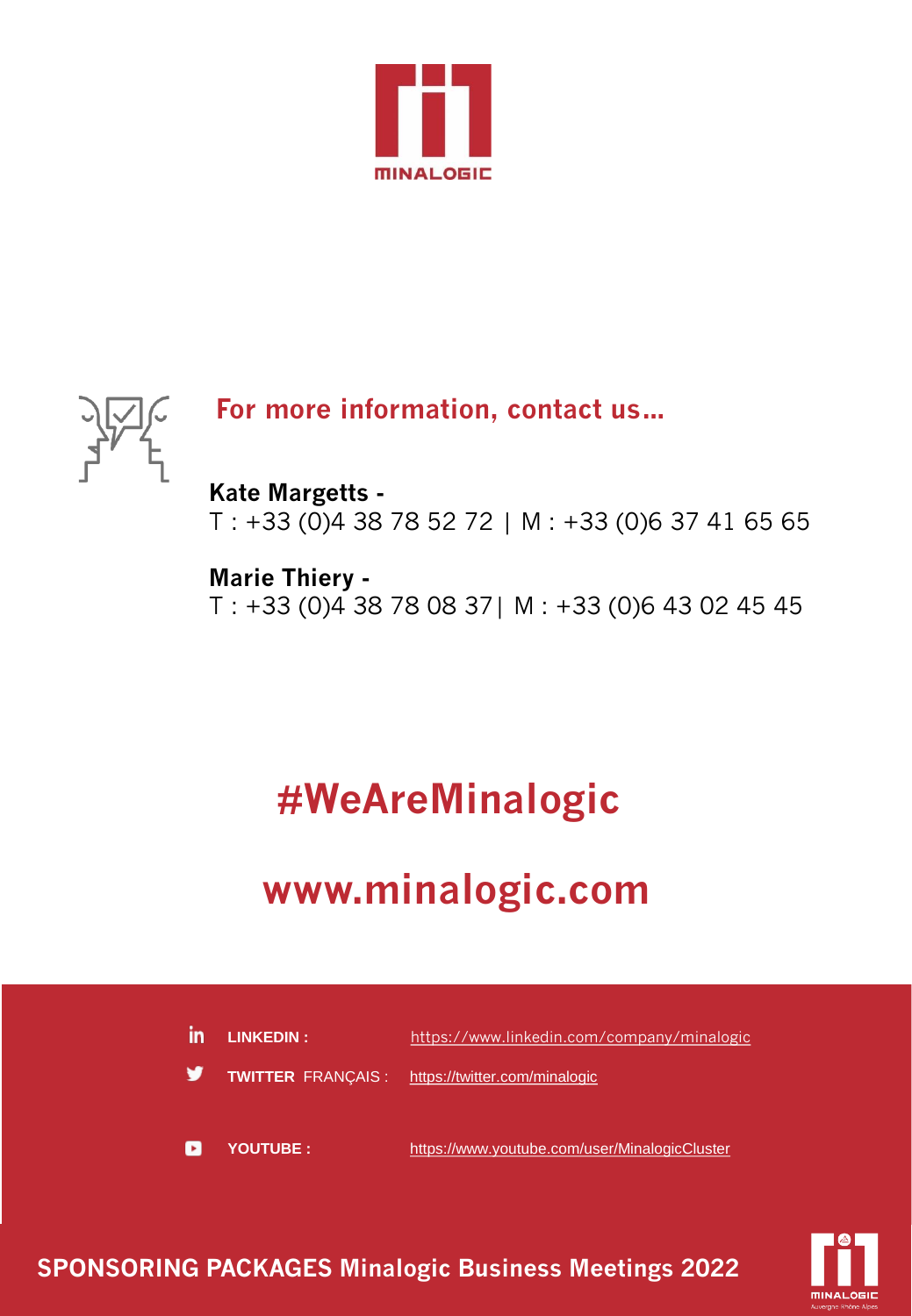MINALOGIC

## For more information, contact us…

**Kate Margetts -**
T : +33 (0)4 38 78 52 72 | M : +33 (0)6 37 41 65 65

**Marie Thiery -**
T : +33 (0)4 38 78 08 37| M : +33 (0)6 43 02 45 45

# #WeAreMinalogic

# www.minalogic.com

**LINKEDIN :** https://www.linkedin.com/company/minalogic

**TWITTER** FRANÇAIS : https://twitter.com/minalogic

**YOUTUBE :** https://www.youtube.com/user/MinalogicCluster

**SPONSORING PACKAGES Minalogic Business Meetings 2022**